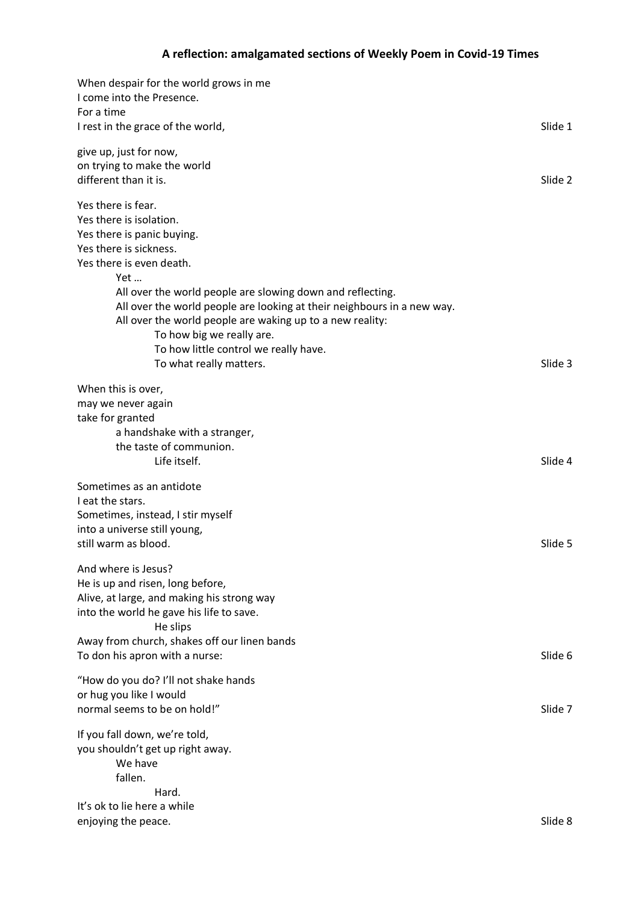# A reflection: amalgamated sections of Weekly Poem in Covid-19 Times

When despair for the world grows in me
I come into the Presence.
For a time
I rest in the grace of the world, Slide 1

give up, just for now,
on trying to make the world
different than it is. Slide 2

Yes there is fear.
Yes there is isolation.
Yes there is panic buying.
Yes there is sickness.
Yes there is even death.
    Yet …
    All over the world people are slowing down and reflecting.
    All over the world people are looking at their neighbours in a new way.
    All over the world people are waking up to a new reality:
        To how big we really are.
        To how little control we really have.
        To what really matters. Slide 3

When this is over,
may we never again
take for granted
    a handshake with a stranger,
    the taste of communion.
        Life itself. Slide 4

Sometimes as an antidote
I eat the stars.
Sometimes, instead, I stir myself
into a universe still young,
still warm as blood. Slide 5

And where is Jesus?
He is up and risen, long before,
Alive, at large, and making his strong way
into the world he gave his life to save.
        He slips
Away from church, shakes off our linen bands
To don his apron with a nurse: Slide 6

"How do you do? I'll not shake hands
or hug you like I would
normal seems to be on hold!" Slide 7

If you fall down, we're told,
you shouldn't get up right away.
    We have
    fallen.
        Hard.
It's ok to lie here a while
enjoying the peace. Slide 8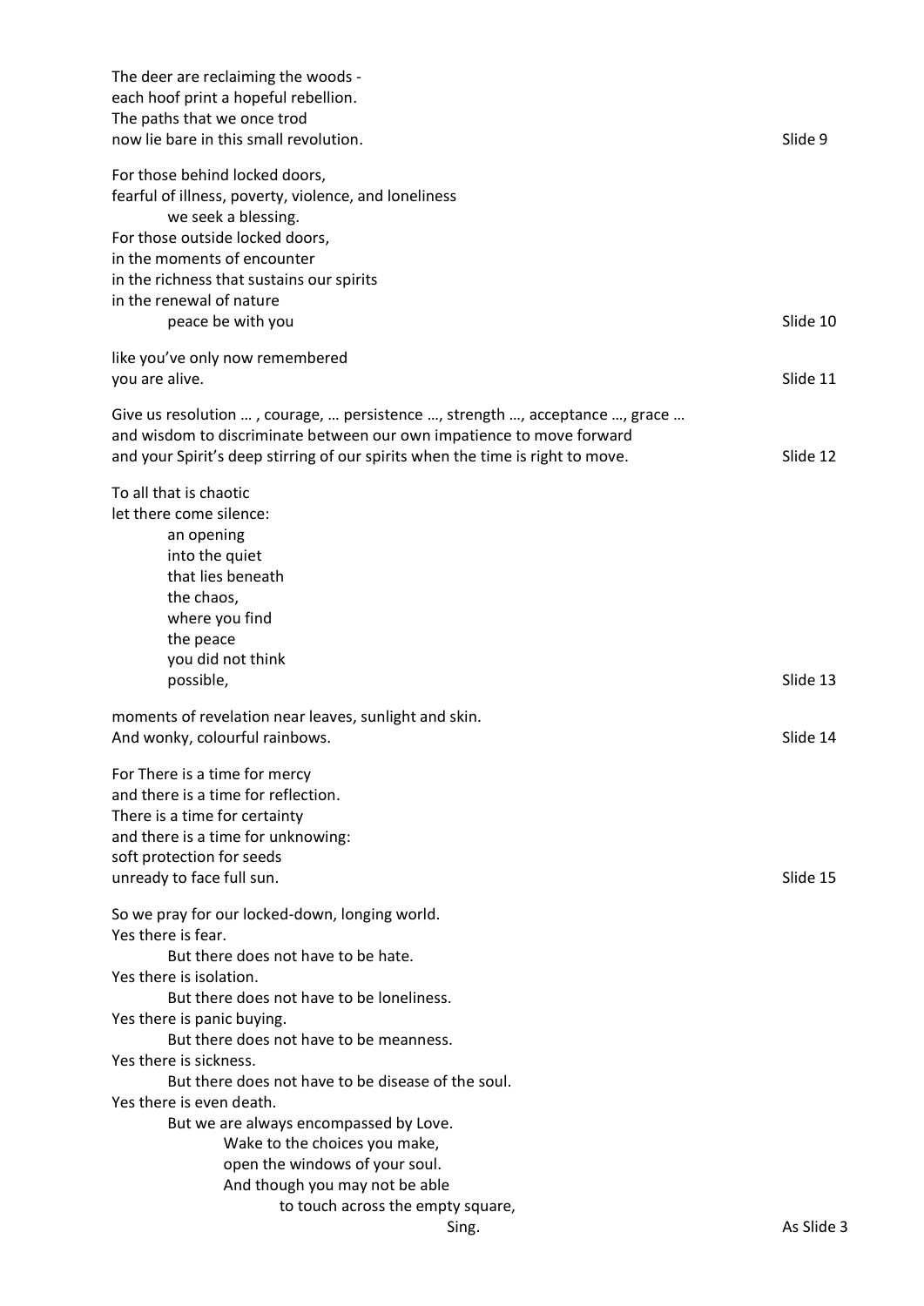The deer are reclaiming the woods -  
each hoof print a hopeful rebellion.  
The paths that we once trod  
now lie bare in this small revolution. Slide 9

For those behind locked doors,  
fearful of illness, poverty, violence, and loneliness  
    we seek a blessing.  
For those outside locked doors,  
in the moments of encounter  
in the richness that sustains our spirits  
in the renewal of nature  
    peace be with you Slide 10

like you've only now remembered  
you are alive. Slide 11

Give us resolution … , courage, … persistence …, strength …, acceptance …, grace …  
and wisdom to discriminate between our own impatience to move forward  
and your Spirit's deep stirring of our spirits when the time is right to move. Slide 12

To all that is chaotic  
let there come silence:  
    an opening  
    into the quiet  
    that lies beneath  
    the chaos,  
    where you find  
    the peace  
    you did not think  
    possible, Slide 13

moments of revelation near leaves, sunlight and skin.  
And wonky, colourful rainbows. Slide 14

For There is a time for mercy  
and there is a time for reflection.  
There is a time for certainty  
and there is a time for unknowing:  
soft protection for seeds  
unready to face full sun. Slide 15

So we pray for our locked-down, longing world.  
Yes there is fear.  
    But there does not have to be hate.  
Yes there is isolation.  
    But there does not have to be loneliness.  
Yes there is panic buying.  
    But there does not have to be meanness.  
Yes there is sickness.  
    But there does not have to be disease of the soul.  
Yes there is even death.  
    But we are always encompassed by Love.  
        Wake to the choices you make,  
        open the windows of your soul.  
        And though you may not be able  
            to touch across the empty square,  
                Sing. As Slide 3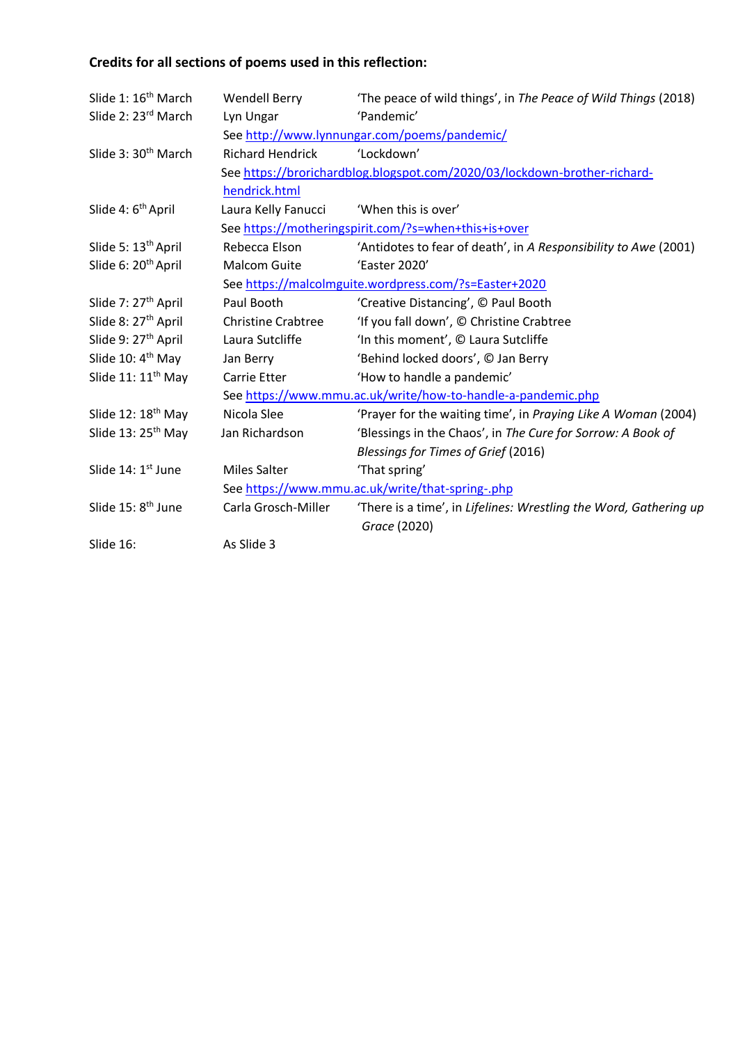**Credits for all sections of poems used in this reflection:**

| | | |
|---|---|---|
| Slide 1: 16th March | Wendell Berry | 'The peace of wild things', in *The Peace of Wild Things* (2018) |
| Slide 2: 23rd March | Lyn Ungar | 'Pandemic' |
| | See http://www.lynnungar.com/poems/pandemic/ | |
| Slide 3: 30th March | Richard Hendrick | 'Lockdown' |
| | See https://brorichardblog.blogspot.com/2020/03/lockdown-brother-richard-hendrick.html | |
| Slide 4: 6th April | Laura Kelly Fanucci | 'When this is over' |
| | See https://motheringspirit.com/?s=when+this+is+over | |
| Slide 5: 13th April | Rebecca Elson | 'Antidotes to fear of death', in *A Responsibility to Awe* (2001) |
| Slide 6: 20th April | Malcom Guite | 'Easter 2020' |
| | See https://malcolmguite.wordpress.com/?s=Easter+2020 | |
| Slide 7: 27th April | Paul Booth | 'Creative Distancing', © Paul Booth |
| Slide 8: 27th April | Christine Crabtree | 'If you fall down', © Christine Crabtree |
| Slide 9: 27th April | Laura Sutcliffe | 'In this moment', © Laura Sutcliffe |
| Slide 10: 4th May | Jan Berry | 'Behind locked doors', © Jan Berry |
| Slide 11: 11th May | Carrie Etter | 'How to handle a pandemic' |
| | See https://www.mmu.ac.uk/write/how-to-handle-a-pandemic.php | |
| Slide 12: 18th May | Nicola Slee | 'Prayer for the waiting time', in *Praying Like A Woman* (2004) |
| Slide 13: 25th May | Jan Richardson | 'Blessings in the Chaos', in *The Cure for Sorrow: A Book of Blessings for Times of Grief* (2016) |
| Slide 14: 1st June | Miles Salter | 'That spring' |
| | See https://www.mmu.ac.uk/write/that-spring-.php | |
| Slide 15: 8th June | Carla Grosch-Miller | 'There is a time', in *Lifelines: Wrestling the Word, Gathering up Grace* (2020) |
| Slide 16: | As Slide 3 | |